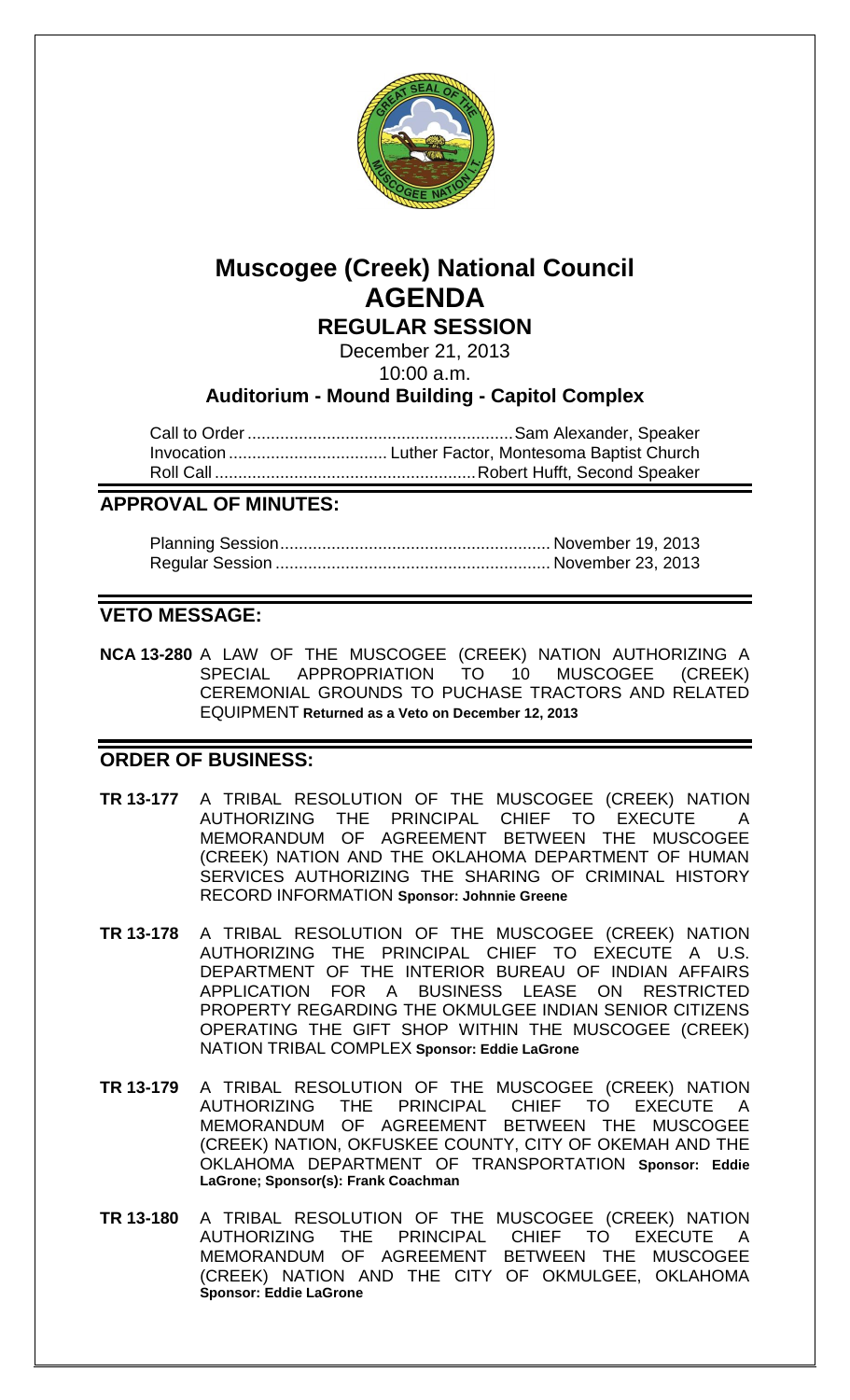# Muscogee (Creek) National Council
# AGENDA
## REGULAR SESSION

December 21, 2013
10:00 a.m.

**Auditorium - Mound Building - Capitol Complex**

Call to Order ......................................................... Sam Alexander, Speaker
Invocation .................................. Luther Factor, Montesoma Baptist Church
Roll Call ........................................................ Robert Hufft, Second Speaker

## APPROVAL OF MINUTES:

Planning Session .......................................................... November 19, 2013
Regular Session ........................................................... November 23, 2013

## VETO MESSAGE:

**NCA 13-280** A LAW OF THE MUSCOGEE (CREEK) NATION AUTHORIZING A SPECIAL APPROPRIATION TO 10 MUSCOGEE (CREEK) CEREMONIAL GROUNDS TO PUCHASE TRACTORS AND RELATED EQUIPMENT **Returned as a Veto on December 12, 2013**

## ORDER OF BUSINESS:

**TR 13-177** A TRIBAL RESOLUTION OF THE MUSCOGEE (CREEK) NATION AUTHORIZING THE PRINCIPAL CHIEF TO EXECUTE A MEMORANDUM OF AGREEMENT BETWEEN THE MUSCOGEE (CREEK) NATION AND THE OKLAHOMA DEPARTMENT OF HUMAN SERVICES AUTHORIZING THE SHARING OF CRIMINAL HISTORY RECORD INFORMATION **Sponsor: Johnnie Greene**

**TR 13-178** A TRIBAL RESOLUTION OF THE MUSCOGEE (CREEK) NATION AUTHORIZING THE PRINCIPAL CHIEF TO EXECUTE A U.S. DEPARTMENT OF THE INTERIOR BUREAU OF INDIAN AFFAIRS APPLICATION FOR A BUSINESS LEASE ON RESTRICTED PROPERTY REGARDING THE OKMULGEE INDIAN SENIOR CITIZENS OPERATING THE GIFT SHOP WITHIN THE MUSCOGEE (CREEK) NATION TRIBAL COMPLEX **Sponsor: Eddie LaGrone**

**TR 13-179** A TRIBAL RESOLUTION OF THE MUSCOGEE (CREEK) NATION AUTHORIZING THE PRINCIPAL CHIEF TO EXECUTE A MEMORANDUM OF AGREEMENT BETWEEN THE MUSCOGEE (CREEK) NATION, OKFUSKEE COUNTY, CITY OF OKEMAH AND THE OKLAHOMA DEPARTMENT OF TRANSPORTATION **Sponsor: Eddie LaGrone; Sponsor(s): Frank Coachman**

**TR 13-180** A TRIBAL RESOLUTION OF THE MUSCOGEE (CREEK) NATION AUTHORIZING THE PRINCIPAL CHIEF TO EXECUTE A MEMORANDUM OF AGREEMENT BETWEEN THE MUSCOGEE (CREEK) NATION AND THE CITY OF OKMULGEE, OKLAHOMA **Sponsor: Eddie LaGrone**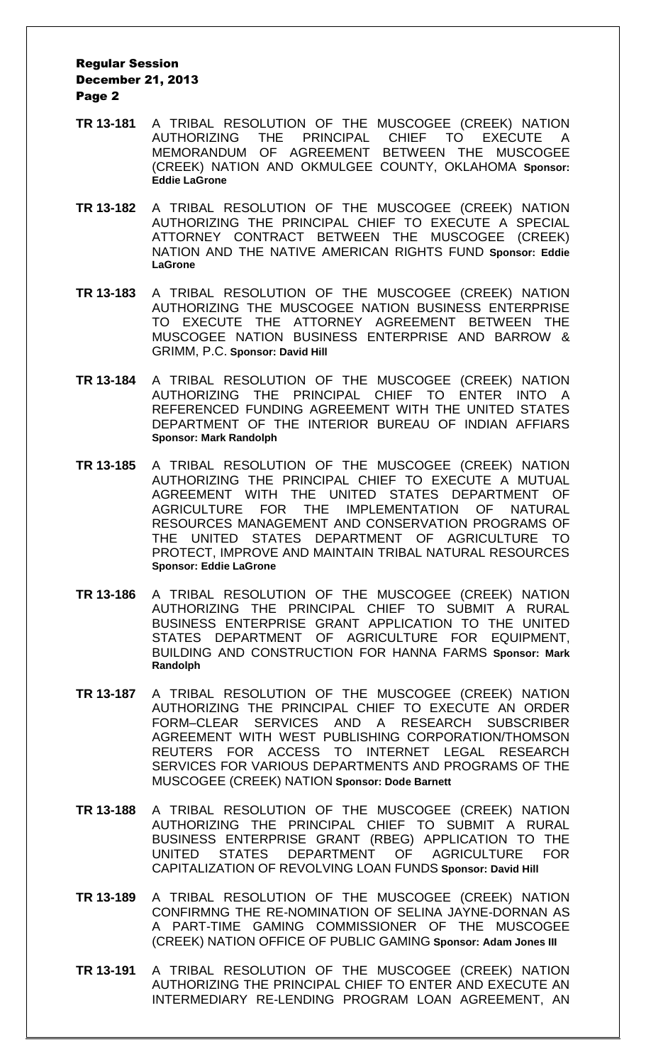- **TR 13-181** A TRIBAL RESOLUTION OF THE MUSCOGEE (CREEK) NATION AUTHORIZING THE PRINCIPAL CHIEF TO EXECUTE A MEMORANDUM OF AGREEMENT BETWEEN THE MUSCOGEE (CREEK) NATION AND OKMULGEE COUNTY, OKLAHOMA **Sponsor: Eddie LaGrone**

- **TR 13-182** A TRIBAL RESOLUTION OF THE MUSCOGEE (CREEK) NATION AUTHORIZING THE PRINCIPAL CHIEF TO EXECUTE A SPECIAL ATTORNEY CONTRACT BETWEEN THE MUSCOGEE (CREEK) NATION AND THE NATIVE AMERICAN RIGHTS FUND **Sponsor: Eddie LaGrone**

- **TR 13-183** A TRIBAL RESOLUTION OF THE MUSCOGEE (CREEK) NATION AUTHORIZING THE MUSCOGEE NATION BUSINESS ENTERPRISE TO EXECUTE THE ATTORNEY AGREEMENT BETWEEN THE MUSCOGEE NATION BUSINESS ENTERPRISE AND BARROW & GRIMM, P.C. **Sponsor: David Hill**

- **TR 13-184** A TRIBAL RESOLUTION OF THE MUSCOGEE (CREEK) NATION AUTHORIZING THE PRINCIPAL CHIEF TO ENTER INTO A REFERENCED FUNDING AGREEMENT WITH THE UNITED STATES DEPARTMENT OF THE INTERIOR BUREAU OF INDIAN AFFIARS **Sponsor: Mark Randolph**

- **TR 13-185** A TRIBAL RESOLUTION OF THE MUSCOGEE (CREEK) NATION AUTHORIZING THE PRINCIPAL CHIEF TO EXECUTE A MUTUAL AGREEMENT WITH THE UNITED STATES DEPARTMENT OF AGRICULTURE FOR THE IMPLEMENTATION OF NATURAL RESOURCES MANAGEMENT AND CONSERVATION PROGRAMS OF THE UNITED STATES DEPARTMENT OF AGRICULTURE TO PROTECT, IMPROVE AND MAINTAIN TRIBAL NATURAL RESOURCES **Sponsor: Eddie LaGrone**

- **TR 13-186** A TRIBAL RESOLUTION OF THE MUSCOGEE (CREEK) NATION AUTHORIZING THE PRINCIPAL CHIEF TO SUBMIT A RURAL BUSINESS ENTERPRISE GRANT APPLICATION TO THE UNITED STATES DEPARTMENT OF AGRICULTURE FOR EQUIPMENT, BUILDING AND CONSTRUCTION FOR HANNA FARMS **Sponsor: Mark Randolph**

- **TR 13-187** A TRIBAL RESOLUTION OF THE MUSCOGEE (CREEK) NATION AUTHORIZING THE PRINCIPAL CHIEF TO EXECUTE AN ORDER FORM–CLEAR SERVICES AND A RESEARCH SUBSCRIBER AGREEMENT WITH WEST PUBLISHING CORPORATION/THOMSON REUTERS FOR ACCESS TO INTERNET LEGAL RESEARCH SERVICES FOR VARIOUS DEPARTMENTS AND PROGRAMS OF THE MUSCOGEE (CREEK) NATION **Sponsor: Dode Barnett**

- **TR 13-188** A TRIBAL RESOLUTION OF THE MUSCOGEE (CREEK) NATION AUTHORIZING THE PRINCIPAL CHIEF TO SUBMIT A RURAL BUSINESS ENTERPRISE GRANT (RBEG) APPLICATION TO THE UNITED STATES DEPARTMENT OF AGRICULTURE FOR CAPITALIZATION OF REVOLVING LOAN FUNDS **Sponsor: David Hill**

- **TR 13-189** A TRIBAL RESOLUTION OF THE MUSCOGEE (CREEK) NATION CONFIRMNG THE RE-NOMINATION OF SELINA JAYNE-DORNAN AS A PART-TIME GAMING COMMISSIONER OF THE MUSCOGEE (CREEK) NATION OFFICE OF PUBLIC GAMING **Sponsor: Adam Jones III**

- **TR 13-191** A TRIBAL RESOLUTION OF THE MUSCOGEE (CREEK) NATION AUTHORIZING THE PRINCIPAL CHIEF TO ENTER AND EXECUTE AN INTERMEDIARY RE-LENDING PROGRAM LOAN AGREEMENT, AN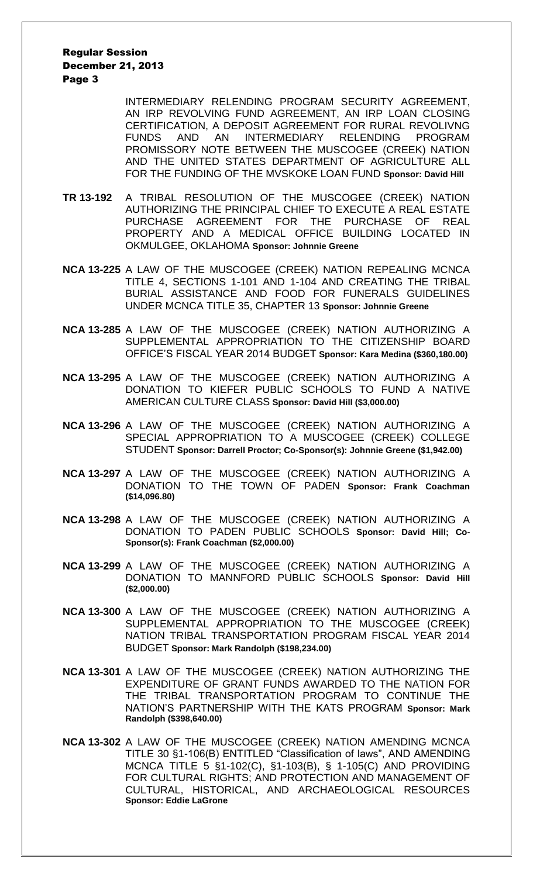INTERMEDIARY RELENDING PROGRAM SECURITY AGREEMENT, AN IRP REVOLVING FUND AGREEMENT, AN IRP LOAN CLOSING CERTIFICATION, A DEPOSIT AGREEMENT FOR RURAL REVOLIVNG FUNDS AND AN INTERMEDIARY RELENDING PROGRAM PROMISSORY NOTE BETWEEN THE MUSCOGEE (CREEK) NATION AND THE UNITED STATES DEPARTMENT OF AGRICULTURE ALL FOR THE FUNDING OF THE MVSKOKE LOAN FUND **Sponsor: David Hill**

**TR 13-192** A TRIBAL RESOLUTION OF THE MUSCOGEE (CREEK) NATION AUTHORIZING THE PRINCIPAL CHIEF TO EXECUTE A REAL ESTATE PURCHASE AGREEMENT FOR THE PURCHASE OF REAL PROPERTY AND A MEDICAL OFFICE BUILDING LOCATED IN OKMULGEE, OKLAHOMA **Sponsor: Johnnie Greene**

**NCA 13-225** A LAW OF THE MUSCOGEE (CREEK) NATION REPEALING MCNCA TITLE 4, SECTIONS 1-101 AND 1-104 AND CREATING THE TRIBAL BURIAL ASSISTANCE AND FOOD FOR FUNERALS GUIDELINES UNDER MCNCA TITLE 35, CHAPTER 13 **Sponsor: Johnnie Greene**

**NCA 13-285** A LAW OF THE MUSCOGEE (CREEK) NATION AUTHORIZING A SUPPLEMENTAL APPROPRIATION TO THE CITIZENSHIP BOARD OFFICE'S FISCAL YEAR 2014 BUDGET **Sponsor: Kara Medina ($360,180.00)**

**NCA 13-295** A LAW OF THE MUSCOGEE (CREEK) NATION AUTHORIZING A DONATION TO KIEFER PUBLIC SCHOOLS TO FUND A NATIVE AMERICAN CULTURE CLASS **Sponsor: David Hill ($3,000.00)**

**NCA 13-296** A LAW OF THE MUSCOGEE (CREEK) NATION AUTHORIZING A SPECIAL APPROPRIATION TO A MUSCOGEE (CREEK) COLLEGE STUDENT **Sponsor: Darrell Proctor; Co-Sponsor(s): Johnnie Greene ($1,942.00)**

**NCA 13-297** A LAW OF THE MUSCOGEE (CREEK) NATION AUTHORIZING A DONATION TO THE TOWN OF PADEN **Sponsor: Frank Coachman ($14,096.80)**

**NCA 13-298** A LAW OF THE MUSCOGEE (CREEK) NATION AUTHORIZING A DONATION TO PADEN PUBLIC SCHOOLS **Sponsor: David Hill; Co-Sponsor(s): Frank Coachman ($2,000.00)**

**NCA 13-299** A LAW OF THE MUSCOGEE (CREEK) NATION AUTHORIZING A DONATION TO MANNFORD PUBLIC SCHOOLS **Sponsor: David Hill ($2,000.00)**

**NCA 13-300** A LAW OF THE MUSCOGEE (CREEK) NATION AUTHORIZING A SUPPLEMENTAL APPROPRIATION TO THE MUSCOGEE (CREEK) NATION TRIBAL TRANSPORTATION PROGRAM FISCAL YEAR 2014 BUDGET **Sponsor: Mark Randolph ($198,234.00)**

**NCA 13-301** A LAW OF THE MUSCOGEE (CREEK) NATION AUTHORIZING THE EXPENDITURE OF GRANT FUNDS AWARDED TO THE NATION FOR THE TRIBAL TRANSPORTATION PROGRAM TO CONTINUE THE NATION'S PARTNERSHIP WITH THE KATS PROGRAM **Sponsor: Mark Randolph ($398,640.00)**

**NCA 13-302** A LAW OF THE MUSCOGEE (CREEK) NATION AMENDING MCNCA TITLE 30 §1-106(B) ENTITLED "Classification of laws", AND AMENDING MCNCA TITLE 5 §1-102(C), §1-103(B), § 1-105(C) AND PROVIDING FOR CULTURAL RIGHTS; AND PROTECTION AND MANAGEMENT OF CULTURAL, HISTORICAL, AND ARCHAEOLOGICAL RESOURCES **Sponsor: Eddie LaGrone**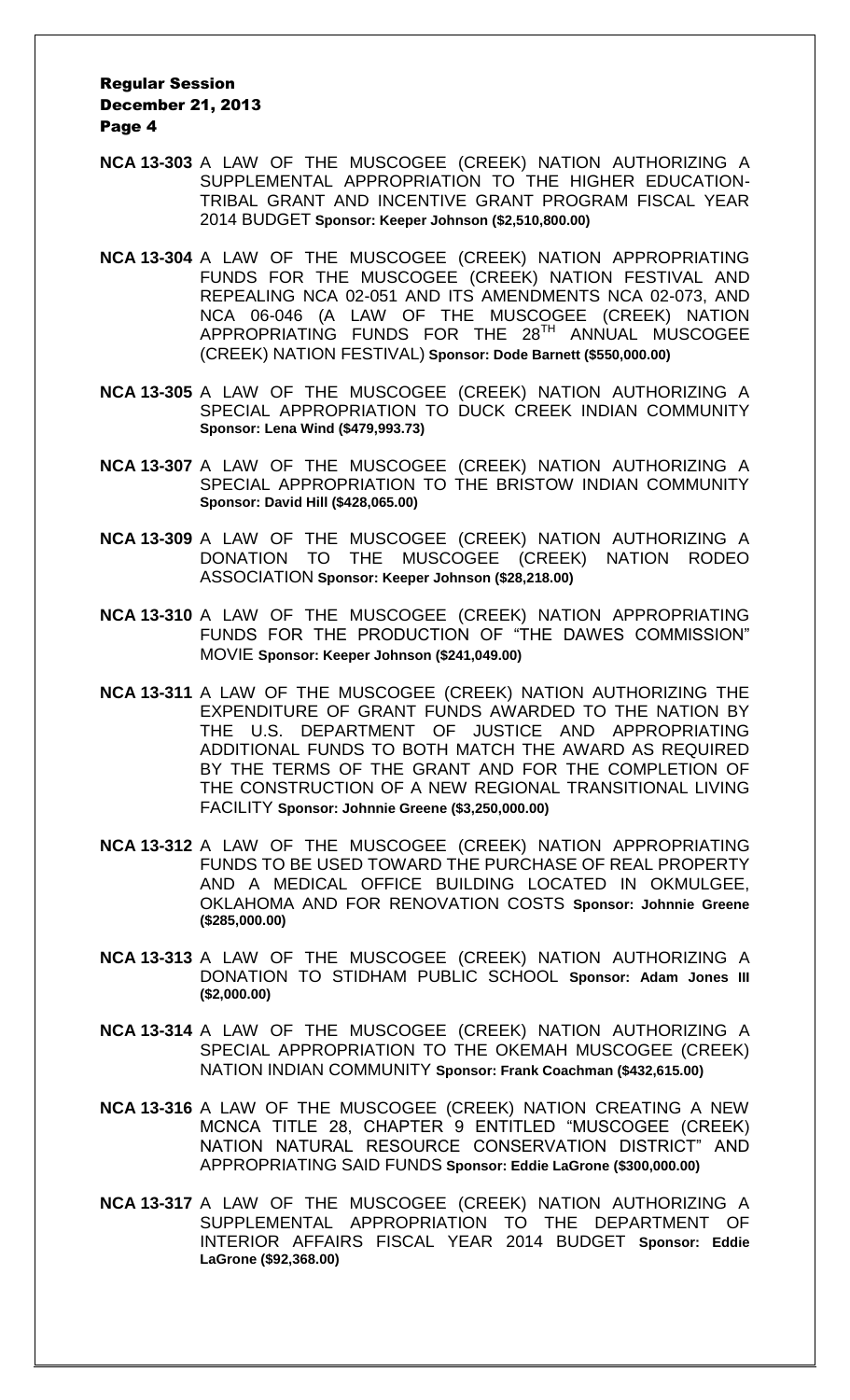**NCA 13-303** A LAW OF THE MUSCOGEE (CREEK) NATION AUTHORIZING A SUPPLEMENTAL APPROPRIATION TO THE HIGHER EDUCATION-TRIBAL GRANT AND INCENTIVE GRANT PROGRAM FISCAL YEAR 2014 BUDGET **Sponsor: Keeper Johnson ($2,510,800.00)**

**NCA 13-304** A LAW OF THE MUSCOGEE (CREEK) NATION APPROPRIATING FUNDS FOR THE MUSCOGEE (CREEK) NATION FESTIVAL AND REPEALING NCA 02-051 AND ITS AMENDMENTS NCA 02-073, AND NCA 06-046 (A LAW OF THE MUSCOGEE (CREEK) NATION APPROPRIATING FUNDS FOR THE 28TH ANNUAL MUSCOGEE (CREEK) NATION FESTIVAL) **Sponsor: Dode Barnett ($550,000.00)**

**NCA 13-305** A LAW OF THE MUSCOGEE (CREEK) NATION AUTHORIZING A SPECIAL APPROPRIATION TO DUCK CREEK INDIAN COMMUNITY **Sponsor: Lena Wind ($479,993.73)**

**NCA 13-307** A LAW OF THE MUSCOGEE (CREEK) NATION AUTHORIZING A SPECIAL APPROPRIATION TO THE BRISTOW INDIAN COMMUNITY **Sponsor: David Hill ($428,065.00)**

**NCA 13-309** A LAW OF THE MUSCOGEE (CREEK) NATION AUTHORIZING A DONATION TO THE MUSCOGEE (CREEK) NATION RODEO ASSOCIATION **Sponsor: Keeper Johnson ($28,218.00)**

**NCA 13-310** A LAW OF THE MUSCOGEE (CREEK) NATION APPROPRIATING FUNDS FOR THE PRODUCTION OF "THE DAWES COMMISSION" MOVIE **Sponsor: Keeper Johnson ($241,049.00)**

**NCA 13-311** A LAW OF THE MUSCOGEE (CREEK) NATION AUTHORIZING THE EXPENDITURE OF GRANT FUNDS AWARDED TO THE NATION BY THE U.S. DEPARTMENT OF JUSTICE AND APPROPRIATING ADDITIONAL FUNDS TO BOTH MATCH THE AWARD AS REQUIRED BY THE TERMS OF THE GRANT AND FOR THE COMPLETION OF THE CONSTRUCTION OF A NEW REGIONAL TRANSITIONAL LIVING FACILITY **Sponsor: Johnnie Greene ($3,250,000.00)**

**NCA 13-312** A LAW OF THE MUSCOGEE (CREEK) NATION APPROPRIATING FUNDS TO BE USED TOWARD THE PURCHASE OF REAL PROPERTY AND A MEDICAL OFFICE BUILDING LOCATED IN OKMULGEE, OKLAHOMA AND FOR RENOVATION COSTS **Sponsor: Johnnie Greene ($285,000.00)**

**NCA 13-313** A LAW OF THE MUSCOGEE (CREEK) NATION AUTHORIZING A DONATION TO STIDHAM PUBLIC SCHOOL **Sponsor: Adam Jones III ($2,000.00)**

**NCA 13-314** A LAW OF THE MUSCOGEE (CREEK) NATION AUTHORIZING A SPECIAL APPROPRIATION TO THE OKEMAH MUSCOGEE (CREEK) NATION INDIAN COMMUNITY **Sponsor: Frank Coachman ($432,615.00)**

**NCA 13-316** A LAW OF THE MUSCOGEE (CREEK) NATION CREATING A NEW MCNCA TITLE 28, CHAPTER 9 ENTITLED "MUSCOGEE (CREEK) NATION NATURAL RESOURCE CONSERVATION DISTRICT" AND APPROPRIATING SAID FUNDS **Sponsor: Eddie LaGrone ($300,000.00)**

**NCA 13-317** A LAW OF THE MUSCOGEE (CREEK) NATION AUTHORIZING A SUPPLEMENTAL APPROPRIATION TO THE DEPARTMENT OF INTERIOR AFFAIRS FISCAL YEAR 2014 BUDGET **Sponsor: Eddie LaGrone ($92,368.00)**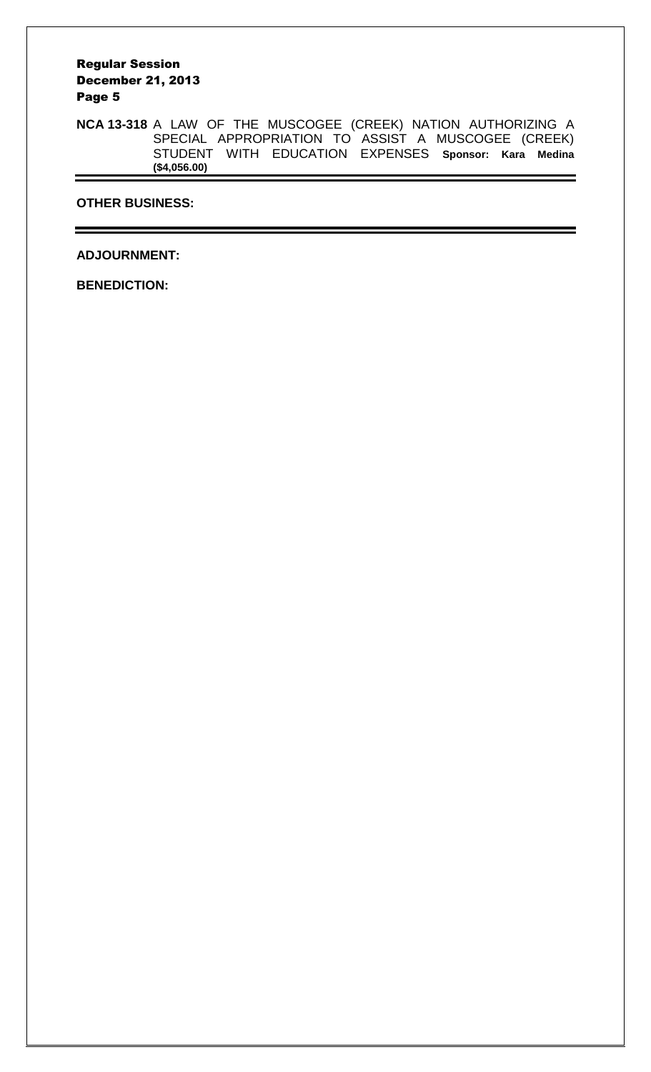**NCA 13-318** A LAW OF THE MUSCOGEE (CREEK) NATION AUTHORIZING A SPECIAL APPROPRIATION TO ASSIST A MUSCOGEE (CREEK) STUDENT WITH EDUCATION EXPENSES **Sponsor: Kara Medina ($4,056.00)**

**OTHER BUSINESS:**

**ADJOURNMENT:**

**BENEDICTION:**